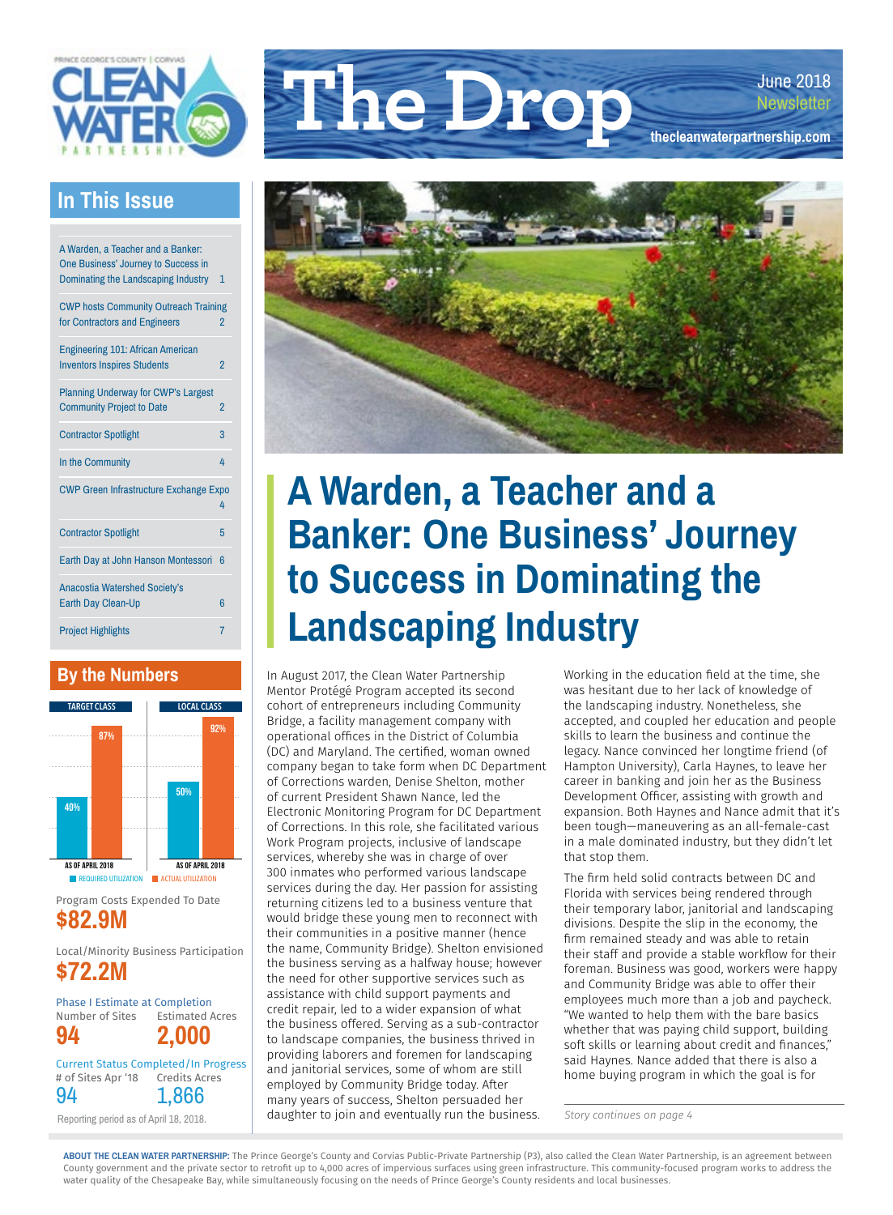PRINCE GEORGE'S COUNTY | CORVIAS CLEAN WATER PARTNERSHIP

# The Drop

June 2018 Newsletter

thecleanwaterpartnership.com

## In This Issue

| | |
|---|---|
| A Warden, a Teacher and a Banker: One Business' Journey to Success in Dominating the Landscaping Industry | 1 |
| CWP hosts Community Outreach Training for Contractors and Engineers | 2 |
| Engineering 101: African American Inventors Inspires Students | 2 |
| Planning Underway for CWP's Largest Community Project to Date | 2 |
| Contractor Spotlight | 3 |
| In the Community | 4 |
| CWP Green Infrastructure Exchange Expo | 4 |
| Contractor Spotlight | 5 |
| Earth Day at John Hanson Montessori | 6 |
| Anacostia Watershed Society's Earth Day Clean-Up | 6 |
| Project Highlights | 7 |

## By the Numbers

| | Required Utilization | Actual Utilization |
|---|---|---|
| Target Class (as of April 2018) | 40% | 87% |
| Local Class (as of April 2018) | 50% | 92% |

Program Costs Expended To Date
**$82.9M**

Local/Minority Business Participation
**$72.2M**

Phase I Estimate at Completion

| Number of Sites | Estimated Acres |
|---|---|
| **94** | **2,000** |

Current Status Completed/In Progress

| # of Sites Apr '18 | Credits Acres |
|---|---|
| 94 | 1,866 |

Reporting period as of April 18, 2018.

# A Warden, a Teacher and a Banker: One Business' Journey to Success in Dominating the Landscaping Industry

In August 2017, the Clean Water Partnership Mentor Protégé Program accepted its second cohort of entrepreneurs including Community Bridge, a facility management company with operational offices in the District of Columbia (DC) and Maryland. The certified, woman owned company began to take form when DC Department of Corrections warden, Denise Shelton, mother of current President Shawn Nance, led the Electronic Monitoring Program for DC Department of Corrections. In this role, she facilitated various Work Program projects, inclusive of landscape services, whereby she was in charge of over 300 inmates who performed various landscape services during the day. Her passion for assisting returning citizens led to a business venture that would bridge these young men to reconnect with their communities in a positive manner (hence the name, Community Bridge). Shelton envisioned the business serving as a halfway house; however the need for other supportive services such as assistance with child support payments and credit repair, led to a wider expansion of what the business offered. Serving as a sub-contractor to landscape companies, the business thrived in providing laborers and foremen for landscaping and janitorial services, some of whom are still employed by Community Bridge today. After many years of success, Shelton persuaded her daughter to join and eventually run the business.

Working in the education field at the time, she was hesitant due to her lack of knowledge of the landscaping industry. Nonetheless, she accepted, and coupled her education and people skills to learn the business and continue the legacy. Nance convinced her longtime friend (of Hampton University), Carla Haynes, to leave her career in banking and join her as the Business Development Officer, assisting with growth and expansion. Both Haynes and Nance admit that it's been tough—maneuvering as an all-female-cast in a male dominated industry, but they didn't let that stop them.

The firm held solid contracts between DC and Florida with services being rendered through their temporary labor, janitorial and landscaping divisions. Despite the slip in the economy, the firm remained steady and was able to retain their staff and provide a stable workflow for their foreman. Business was good, workers were happy and Community Bridge was able to offer their employees much more than a job and paycheck. "We wanted to help them with the bare basics whether that was paying child support, building soft skills or learning about credit and finances," said Haynes. Nance added that there is also a home buying program in which the goal is for

*Story continues on page 4*

**ABOUT THE CLEAN WATER PARTNERSHIP:** The Prince George's County and Corvias Public-Private Partnership (P3), also called the Clean Water Partnership, is an agreement between County government and the private sector to retrofit up to 4,000 acres of impervious surfaces using green infrastructure. This community-focused program works to address the water quality of the Chesapeake Bay, while simultaneously focusing on the needs of Prince George's County residents and local businesses.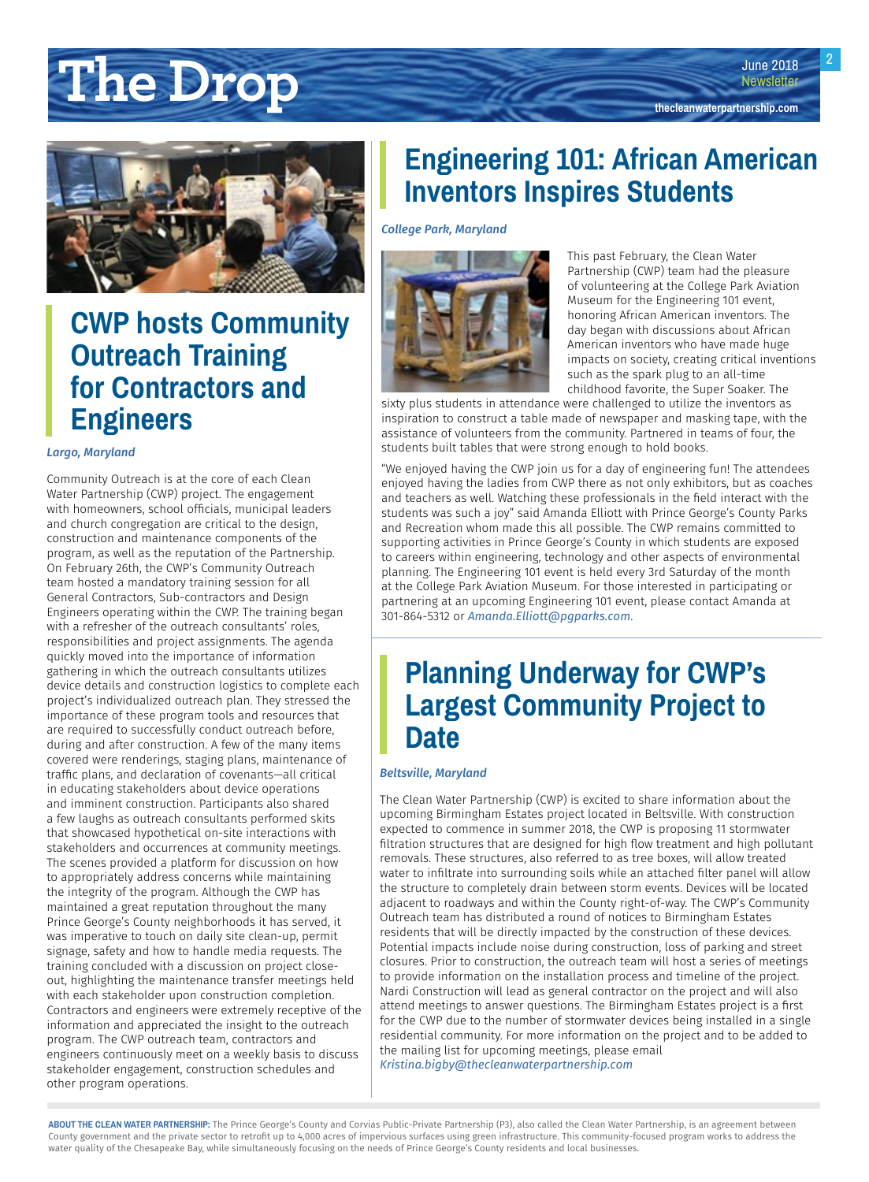## CWP hosts Community Outreach Training for Contractors and Engineers

*Largo, Maryland*

Community Outreach is at the core of each Clean Water Partnership (CWP) project. The engagement with homeowners, school officials, municipal leaders and church congregation are critical to the design, construction and maintenance components of the program, as well as the reputation of the Partnership. On February 26th, the CWP's Community Outreach team hosted a mandatory training session for all General Contractors, Sub-contractors and Design Engineers operating within the CWP. The training began with a refresher of the outreach consultants' roles, responsibilities and project assignments. The agenda quickly moved into the importance of information gathering in which the outreach consultants utilizes device details and construction logistics to complete each project's individualized outreach plan. They stressed the importance of these program tools and resources that are required to successfully conduct outreach before, during and after construction. A few of the many items covered were renderings, staging plans, maintenance of traffic plans, and declaration of covenants—all critical in educating stakeholders about device operations and imminent construction. Participants also shared a few laughs as outreach consultants performed skits that showcased hypothetical on-site interactions with stakeholders and occurrences at community meetings. The scenes provided a platform for discussion on how to appropriately address concerns while maintaining the integrity of the program. Although the CWP has maintained a great reputation throughout the many Prince George's County neighborhoods it has served, it was imperative to touch on daily site clean-up, permit signage, safety and how to handle media requests. The training concluded with a discussion on project close-out, highlighting the maintenance transfer meetings held with each stakeholder upon construction completion. Contractors and engineers were extremely receptive of the information and appreciated the insight to the outreach program. The CWP outreach team, contractors and engineers continuously meet on a weekly basis to discuss stakeholder engagement, construction schedules and other program operations.

## Engineering 101: African American Inventors Inspires Students

*College Park, Maryland*

This past February, the Clean Water Partnership (CWP) team had the pleasure of volunteering at the College Park Aviation Museum for the Engineering 101 event, honoring African American inventors. The day began with discussions about African American inventors who have made huge impacts on society, creating critical inventions such as the spark plug to an all-time childhood favorite, the Super Soaker. The sixty plus students in attendance were challenged to utilize the inventors as inspiration to construct a table made of newspaper and masking tape, with the assistance of volunteers from the community. Partnered in teams of four, the students built tables that were strong enough to hold books.

"We enjoyed having the CWP join us for a day of engineering fun! The attendees enjoyed having the ladies from CWP there as not only exhibitors, but as coaches and teachers as well. Watching these professionals in the field interact with the students was such a joy" said Amanda Elliott with Prince George's County Parks and Recreation whom made this all possible. The CWP remains committed to supporting activities in Prince George's County in which students are exposed to careers within engineering, technology and other aspects of environmental planning. The Engineering 101 event is held every 3rd Saturday of the month at the College Park Aviation Museum. For those interested in participating or partnering at an upcoming Engineering 101 event, please contact Amanda at 301-864-5312 or *Amanda.Elliott@pgparks.com*.

## Planning Underway for CWP's Largest Community Project to Date

*Beltsville, Maryland*

The Clean Water Partnership (CWP) is excited to share information about the upcoming Birmingham Estates project located in Beltsville. With construction expected to commence in summer 2018, the CWP is proposing 11 stormwater filtration structures that are designed for high flow treatment and high pollutant removals. These structures, also referred to as tree boxes, will allow treated water to infiltrate into surrounding soils while an attached filter panel will allow the structure to completely drain between storm events. Devices will be located adjacent to roadways and within the County right-of-way. The CWP's Community Outreach team has distributed a round of notices to Birmingham Estates residents that will be directly impacted by the construction of these devices. Potential impacts include noise during construction, loss of parking and street closures. Prior to construction, the outreach team will host a series of meetings to provide information on the installation process and timeline of the project. Nardi Construction will lead as general contractor on the project and will also attend meetings to answer questions. The Birmingham Estates project is a first for the CWP due to the number of stormwater devices being installed in a single residential community. For more information on the project and to be added to the mailing list for upcoming meetings, please email *Kristina.bigby@thecleanwaterpartnership.com*

**ABOUT THE CLEAN WATER PARTNERSHIP:** The Prince George's County and Corvias Public-Private Partnership (P3), also called the Clean Water Partnership, is an agreement between County government and the private sector to retrofit up to 4,000 acres of impervious surfaces using green infrastructure. This community-focused program works to address the water quality of the Chesapeake Bay, while simultaneously focusing on the needs of Prince George's County residents and local businesses.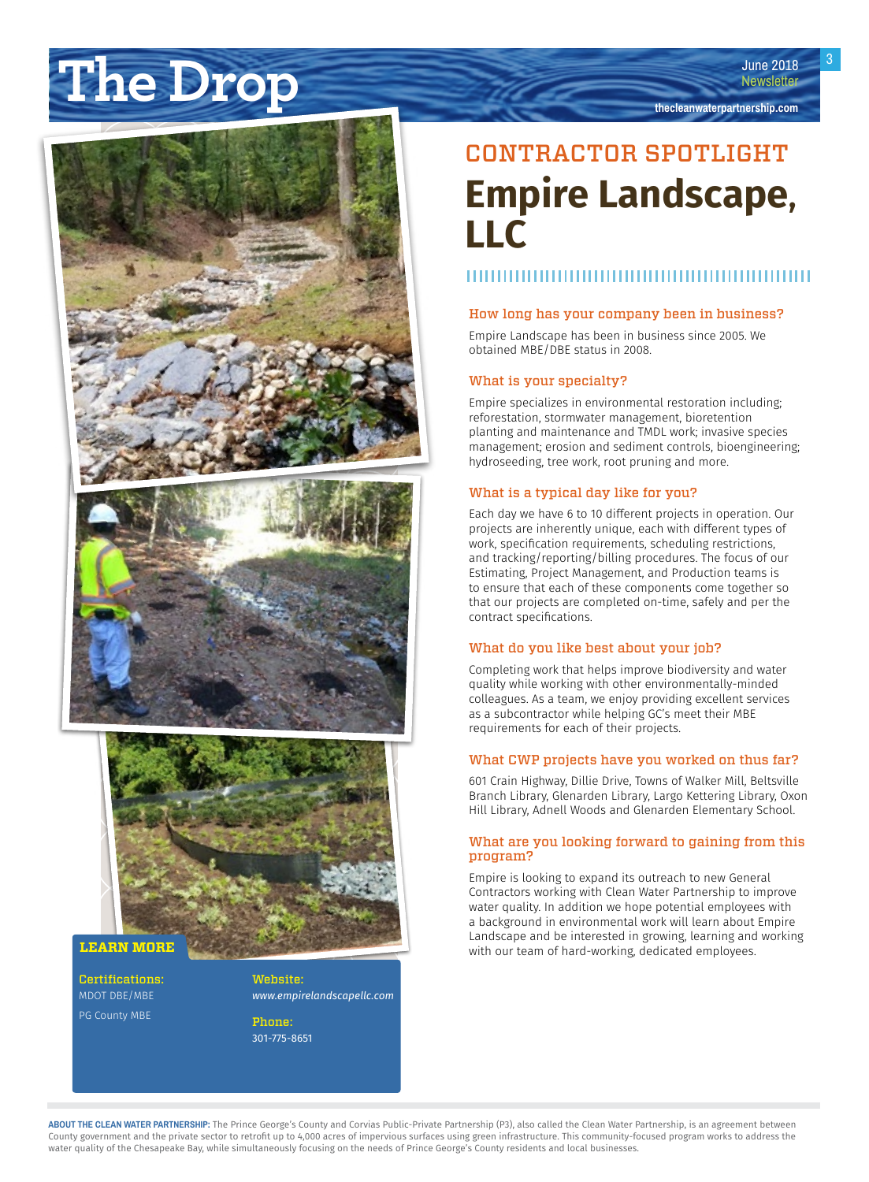## CONTRACTOR SPOTLIGHT

# Empire Landscape, LLC

### How long has your company been in business?

Empire Landscape has been in business since 2005. We obtained MBE/DBE status in 2008.

### What is your specialty?

Empire specializes in environmental restoration including; reforestation, stormwater management, bioretention planting and maintenance and TMDL work; invasive species management; erosion and sediment controls, bioengineering; hydroseeding, tree work, root pruning and more.

### What is a typical day like for you?

Each day we have 6 to 10 different projects in operation. Our projects are inherently unique, each with different types of work, specification requirements, scheduling restrictions, and tracking/reporting/billing procedures. The focus of our Estimating, Project Management, and Production teams is to ensure that each of these components come together so that our projects are completed on-time, safely and per the contract specifications.

### What do you like best about your job?

Completing work that helps improve biodiversity and water quality while working with other environmentally-minded colleagues. As a team, we enjoy providing excellent services as a subcontractor while helping GC's meet their MBE requirements for each of their projects.

### What CWP projects have you worked on thus far?

601 Crain Highway, Dillie Drive, Towns of Walker Mill, Beltsville Branch Library, Glenarden Library, Largo Kettering Library, Oxon Hill Library, Adnell Woods and Glenarden Elementary School.

### What are you looking forward to gaining from this program?

Empire is looking to expand its outreach to new General Contractors working with Clean Water Partnership to improve water quality. In addition we hope potential employees with a background in environmental work will learn about Empire Landscape and be interested in growing, learning and working with our team of hard-working, dedicated employees.

### LEARN MORE

**Certifications:**
MDOT DBE/MBE
PG County MBE

**Website:**
*www.empirelandscapellc.com*

**Phone:**
301-775-8651

**ABOUT THE CLEAN WATER PARTNERSHIP:** The Prince George's County and Corvias Public-Private Partnership (P3), also called the Clean Water Partnership, is an agreement between County government and the private sector to retrofit up to 4,000 acres of impervious surfaces using green infrastructure. This community-focused program works to address the water quality of the Chesapeake Bay, while simultaneously focusing on the needs of Prince George's County residents and local businesses.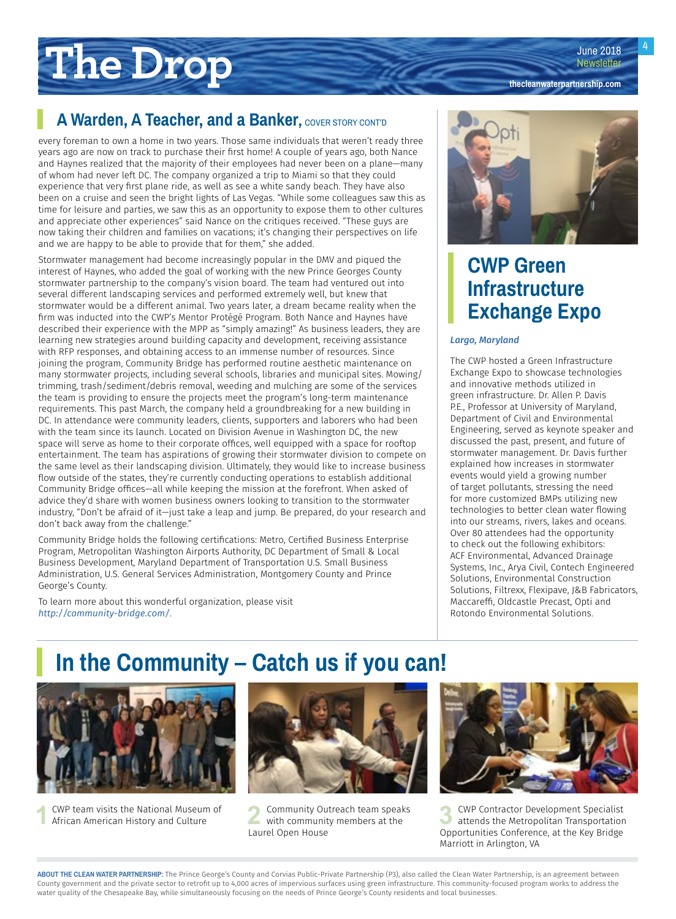## A Warden, A Teacher, and a Banker, COVER STORY CONT'D

every foreman to own a home in two years. Those same individuals that weren't ready three years ago are now on track to purchase their first home! A couple of years ago, both Nance and Haynes realized that the majority of their employees had never been on a plane—many of whom had never left DC. The company organized a trip to Miami so that they could experience that very first plane ride, as well as see a white sandy beach. They have also been on a cruise and seen the bright lights of Las Vegas. "While some colleagues saw this as time for leisure and parties, we saw this as an opportunity to expose them to other cultures and appreciate other experiences" said Nance on the critiques received. "These guys are now taking their children and families on vacations; it's changing their perspectives on life and we are happy to be able to provide that for them," she added.

Stormwater management had become increasingly popular in the DMV and piqued the interest of Haynes, who added the goal of working with the new Prince Georges County stormwater partnership to the company's vision board. The team had ventured out into several different landscaping services and performed extremely well, but knew that stormwater would be a different animal. Two years later, a dream became reality when the firm was inducted into the CWP's Mentor Protégé Program. Both Nance and Haynes have described their experience with the MPP as "simply amazing!" As business leaders, they are learning new strategies around building capacity and development, receiving assistance with RFP responses, and obtaining access to an immense number of resources. Since joining the program, Community Bridge has performed routine aesthetic maintenance on many stormwater projects, including several schools, libraries and municipal sites. Mowing/trimming, trash/sediment/debris removal, weeding and mulching are some of the services the team is providing to ensure the projects meet the program's long-term maintenance requirements. This past March, the company held a groundbreaking for a new building in DC. In attendance were community leaders, clients, supporters and laborers who had been with the team since its launch. Located on Division Avenue in Washington DC, the new space will serve as home to their corporate offices, well equipped with a space for rooftop entertainment. The team has aspirations of growing their stormwater division to compete on the same level as their landscaping division. Ultimately, they would like to increase business flow outside of the states, they're currently conducting operations to establish additional Community Bridge offices—all while keeping the mission at the forefront. When asked of advice they'd share with women business owners looking to transition to the stormwater industry, "Don't be afraid of it—just take a leap and jump. Be prepared, do your research and don't back away from the challenge."

Community Bridge holds the following certifications: Metro, Certified Business Enterprise Program, Metropolitan Washington Airports Authority, DC Department of Small & Local Business Development, Maryland Department of Transportation U.S. Small Business Administration, U.S. General Services Administration, Montgomery County and Prince George's County.

To learn more about this wonderful organization, please visit *http://community-bridge.com/*.

## CWP Green Infrastructure Exchange Expo

***Largo, Maryland***

The CWP hosted a Green Infrastructure Exchange Expo to showcase technologies and innovative methods utilized in green infrastructure. Dr. Allen P. Davis P.E., Professor at University of Maryland, Department of Civil and Environmental Engineering, served as keynote speaker and discussed the past, present, and future of stormwater management. Dr. Davis further explained how increases in stormwater events would yield a growing number of target pollutants, stressing the need for more customized BMPs utilizing new technologies to better clean water flowing into our streams, rivers, lakes and oceans. Over 80 attendees had the opportunity to check out the following exhibitors: ACF Environmental, Advanced Drainage Systems, Inc., Arya Civil, Contech Engineered Solutions, Environmental Construction Solutions, Filtrexx, Flexipave, J&B Fabricators, Maccaferri, Oldcastle Precast, Opti and Rotondo Environmental Solutions.

## In the Community – Catch us if you can!

1 CWP team visits the National Museum of African American History and Culture

2 Community Outreach team speaks with community members at the Laurel Open House

3 CWP Contractor Development Specialist attends the Metropolitan Transportation Opportunities Conference, at the Key Bridge Marriott in Arlington, VA

**ABOUT THE CLEAN WATER PARTNERSHIP:** The Prince George's County and Corvias Public-Private Partnership (P3), also called the Clean Water Partnership, is an agreement between County government and the private sector to retrofit up to 4,000 acres of impervious surfaces using green infrastructure. This community-focused program works to address the water quality of the Chesapeake Bay, while simultaneously focusing on the needs of Prince George's County residents and local businesses.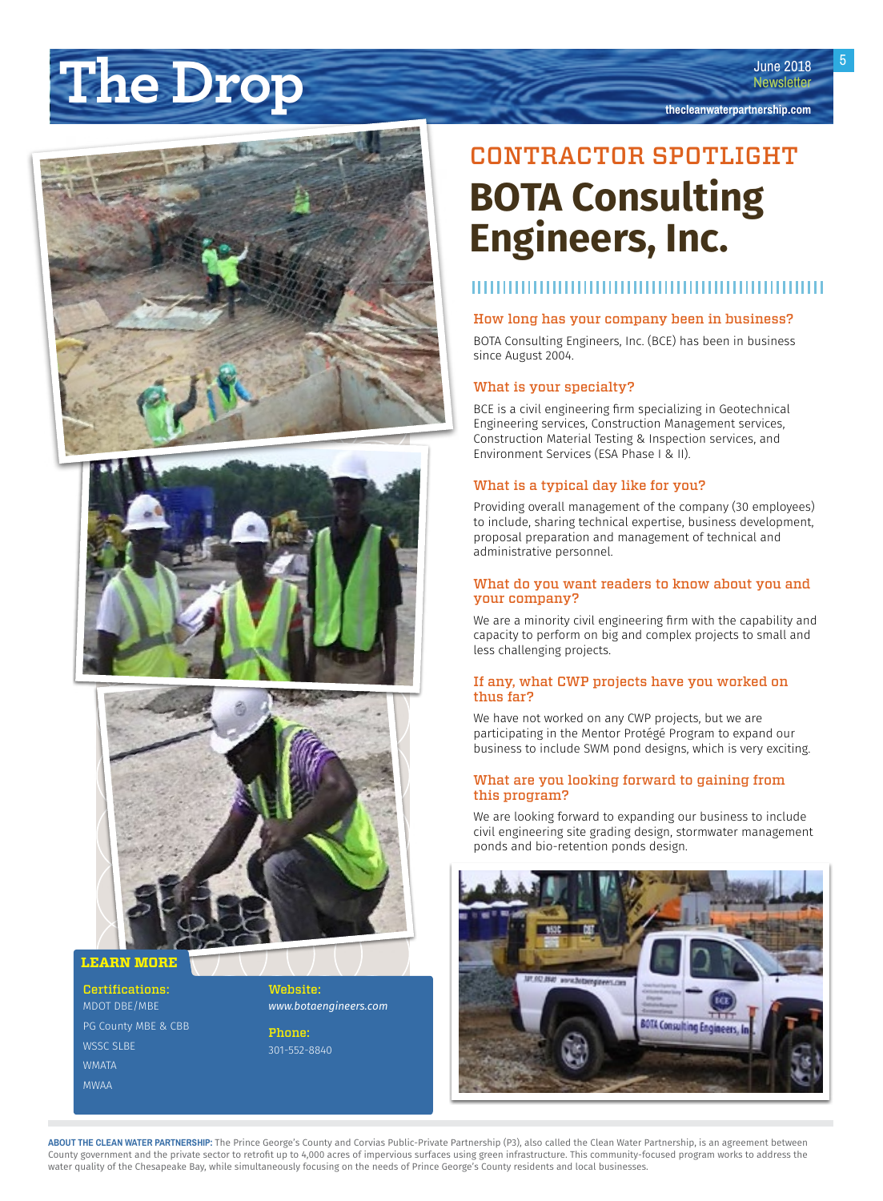# CONTRACTOR SPOTLIGHT

## BOTA Consulting Engineers, Inc.

### How long has your company been in business?

BOTA Consulting Engineers, Inc. (BCE) has been in business since August 2004.

### What is your specialty?

BCE is a civil engineering firm specializing in Geotechnical Engineering services, Construction Management services, Construction Material Testing & Inspection services, and Environment Services (ESA Phase I & II).

### What is a typical day like for you?

Providing overall management of the company (30 employees) to include, sharing technical expertise, business development, proposal preparation and management of technical and administrative personnel.

### What do you want readers to know about you and your company?

We are a minority civil engineering firm with the capability and capacity to perform on big and complex projects to small and less challenging projects.

### If any, what CWP projects have you worked on thus far?

We have not worked on any CWP projects, but we are participating in the Mentor Protégé Program to expand our business to include SWM pond designs, which is very exciting.

### What are you looking forward to gaining from this program?

We are looking forward to expanding our business to include civil engineering site grading design, stormwater management ponds and bio-retention ponds design.

### LEARN MORE

**Certifications:**
MDOT DBE/MBE
PG County MBE & CBB
WSSC SLBE
WMATA
MWAA

**Website:**
*www.botaengineers.com*

**Phone:**
301-552-8840

**ABOUT THE CLEAN WATER PARTNERSHIP:** The Prince George's County and Corvias Public-Private Partnership (P3), also called the Clean Water Partnership, is an agreement between County government and the private sector to retrofit up to 4,000 acres of impervious surfaces using green infrastructure. This community-focused program works to address the water quality of the Chesapeake Bay, while simultaneously focusing on the needs of Prince George's County residents and local businesses.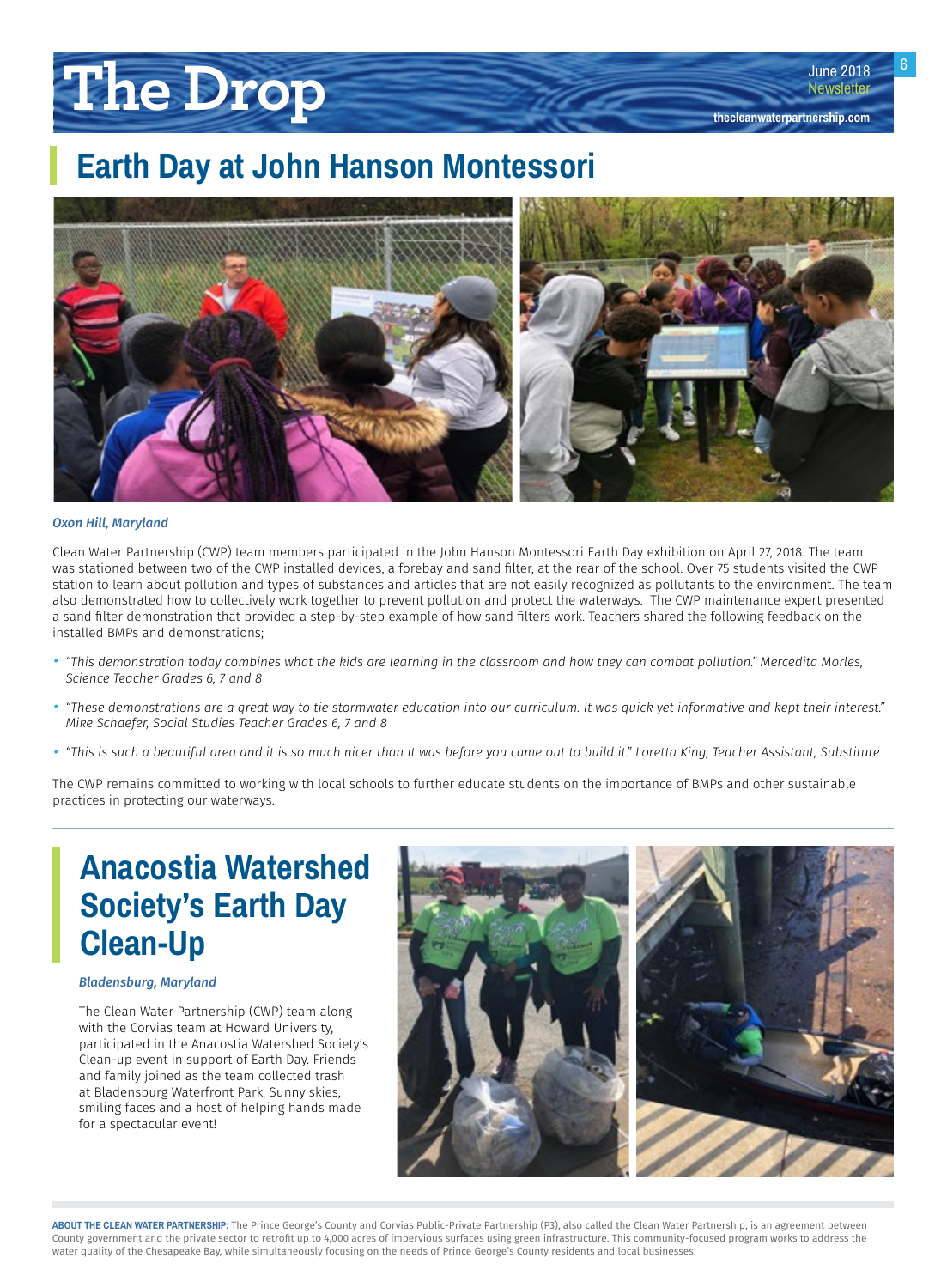## Earth Day at John Hanson Montessori

*Oxon Hill, Maryland*

Clean Water Partnership (CWP) team members participated in the John Hanson Montessori Earth Day exhibition on April 27, 2018. The team was stationed between two of the CWP installed devices, a forebay and sand filter, at the rear of the school. Over 75 students visited the CWP station to learn about pollution and types of substances and articles that are not easily recognized as pollutants to the environment. The team also demonstrated how to collectively work together to prevent pollution and protect the waterways. The CWP maintenance expert presented a sand filter demonstration that provided a step-by-step example of how sand filters work. Teachers shared the following feedback on the installed BMPs and demonstrations;

- *"This demonstration today combines what the kids are learning in the classroom and how they can combat pollution." Mercedita Morles, Science Teacher Grades 6, 7 and 8*
- *"These demonstrations are a great way to tie stormwater education into our curriculum. It was quick yet informative and kept their interest." Mike Schaefer, Social Studies Teacher Grades 6, 7 and 8*
- *"This is such a beautiful area and it is so much nicer than it was before you came out to build it." Loretta King, Teacher Assistant, Substitute*

The CWP remains committed to working with local schools to further educate students on the importance of BMPs and other sustainable practices in protecting our waterways.

## Anacostia Watershed Society's Earth Day Clean-Up

*Bladensburg, Maryland*

The Clean Water Partnership (CWP) team along with the Corvias team at Howard University, participated in the Anacostia Watershed Society's Clean-up event in support of Earth Day. Friends and family joined as the team collected trash at Bladensburg Waterfront Park. Sunny skies, smiling faces and a host of helping hands made for a spectacular event!

**ABOUT THE CLEAN WATER PARTNERSHIP:** The Prince George's County and Corvias Public-Private Partnership (P3), also called the Clean Water Partnership, is an agreement between County government and the private sector to retrofit up to 4,000 acres of impervious surfaces using green infrastructure. This community-focused program works to address the water quality of the Chesapeake Bay, while simultaneously focusing on the needs of Prince George's County residents and local businesses.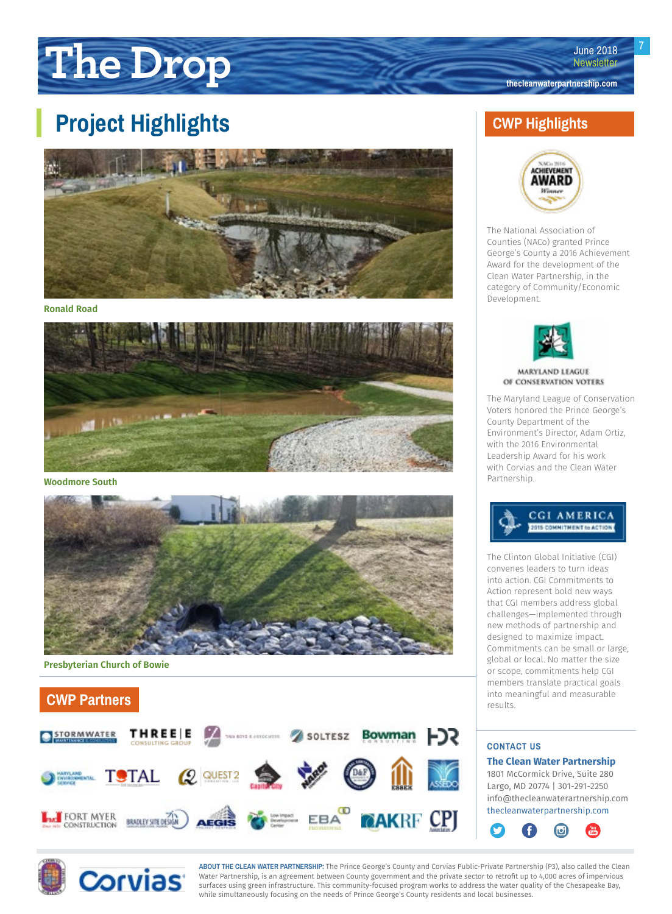# Project Highlights

Ronald Road

Woodmore South

Presbyterian Church of Bowie

## CWP Partners

## CWP Highlights

The National Association of Counties (NACo) granted Prince George's County a 2016 Achievement Award for the development of the Clean Water Partnership, in the category of Community/Economic Development.

The Maryland League of Conservation Voters honored the Prince George's County Department of the Environment's Director, Adam Ortiz, with the 2016 Environmental Leadership Award for his work with Corvias and the Clean Water Partnership.

The Clinton Global Initiative (CGI) convenes leaders to turn ideas into action. CGI Commitments to Action represent bold new ways that CGI members address global challenges—implemented through new methods of partnership and designed to maximize impact. Commitments can be small or large, global or local. No matter the size or scope, commitments help CGI members translate practical goals into meaningful and measurable results.

### CONTACT US

**The Clean Water Partnership**
1801 McCormick Drive, Suite 280
Largo, MD 20774 | 301-291-2250
info@thecleanwaterartnership.com
thecleanwaterpartnership.com

**ABOUT THE CLEAN WATER PARTNERSHIP:** The Prince George's County and Corvias Public-Private Partnership (P3), also called the Clean Water Partnership, is an agreement between County government and the private sector to retrofit up to 4,000 acres of impervious surfaces using green infrastructure. This community-focused program works to address the water quality of the Chesapeake Bay, while simultaneously focusing on the needs of Prince George's County residents and local businesses.